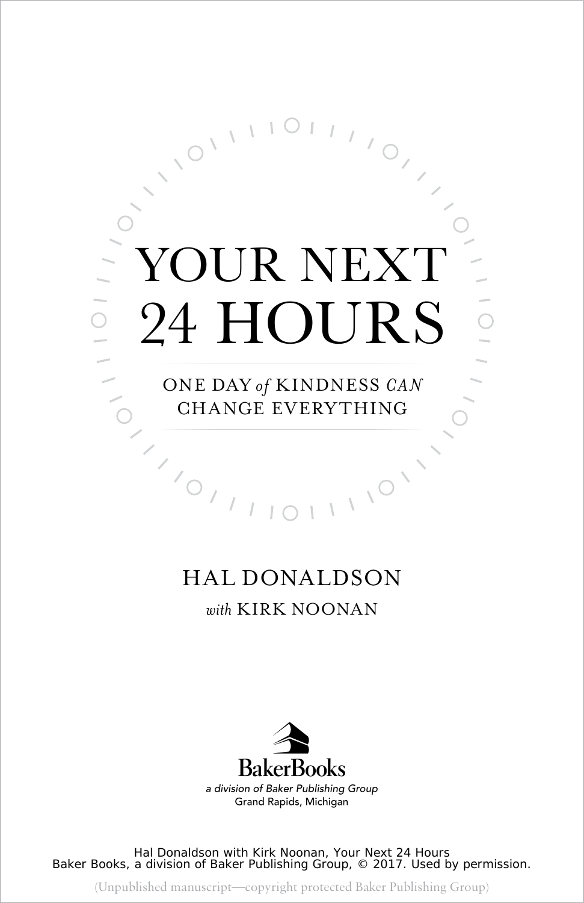# YOUR NEXT 24 HOURS

## ONE DAY *of* KINDNESS *CAN* CHANGE EVERYTHING

HAL DONALDSON

*with* KIRK NOONAN

BakerBooks

*a division of Baker Publishing Group*

Grand Rapids, Michigan

Hal Donaldson with Kirk Noonan, Your Next 24 Hours
Baker Books, a division of Baker Publishing Group, © 2017. Used by permission.

(Unpublished manuscript—copyright protected Baker Publishing Group)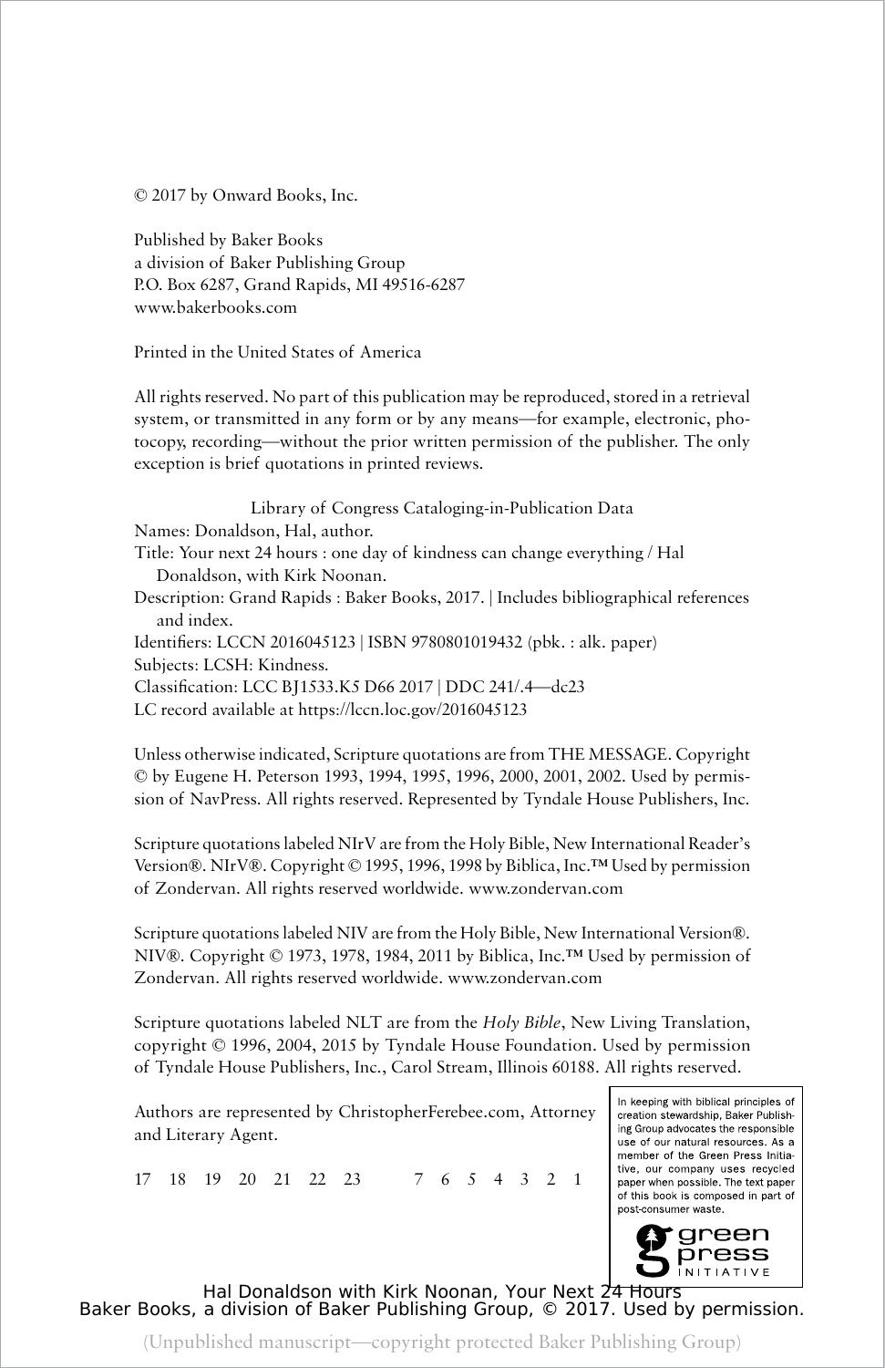© 2017 by Onward Books, Inc.

Published by Baker Books
a division of Baker Publishing Group
P.O. Box 6287, Grand Rapids, MI 49516-6287
www.bakerbooks.com

Printed in the United States of America

All rights reserved. No part of this publication may be reproduced, stored in a retrieval system, or transmitted in any form or by any means—for example, electronic, photocopy, recording—without the prior written permission of the publisher. The only exception is brief quotations in printed reviews.

Library of Congress Cataloging-in-Publication Data

Names: Donaldson, Hal, author.
Title: Your next 24 hours : one day of kindness can change everything / Hal Donaldson, with Kirk Noonan.
Description: Grand Rapids : Baker Books, 2017. | Includes bibliographical references and index.
Identifiers: LCCN 2016045123 | ISBN 9780801019432 (pbk. : alk. paper)
Subjects: LCSH: Kindness.
Classification: LCC BJ1533.K5 D66 2017 | DDC 241/.4—dc23
LC record available at https://lccn.loc.gov/2016045123

Unless otherwise indicated, Scripture quotations are from THE MESSAGE. Copyright © by Eugene H. Peterson 1993, 1994, 1995, 1996, 2000, 2001, 2002. Used by permission of NavPress. All rights reserved. Represented by Tyndale House Publishers, Inc.

Scripture quotations labeled NIrV are from the Holy Bible, New International Reader's Version®. NIrV®. Copyright © 1995, 1996, 1998 by Biblica, Inc.™ Used by permission of Zondervan. All rights reserved worldwide. www.zondervan.com

Scripture quotations labeled NIV are from the Holy Bible, New International Version®. NIV®. Copyright © 1973, 1978, 1984, 2011 by Biblica, Inc.™ Used by permission of Zondervan. All rights reserved worldwide. www.zondervan.com

Scripture quotations labeled NLT are from the *Holy Bible*, New Living Translation, copyright © 1996, 2004, 2015 by Tyndale House Foundation. Used by permission of Tyndale House Publishers, Inc., Carol Stream, Illinois 60188. All rights reserved.

Authors are represented by ChristopherFerebee.com, Attorney and Literary Agent.

17 18 19 20 21 22 23 7 6 5 4 3 2 1

In keeping with biblical principles of creation stewardship, Baker Publishing Group advocates the responsible use of our natural resources. As a member of the Green Press Initiative, our company uses recycled paper when possible. The text paper of this book is composed in part of post-consumer waste.

green press INITIATIVE

Hal Donaldson with Kirk Noonan, Your Next 24 Hours
Baker Books, a division of Baker Publishing Group, © 2017. Used by permission.

(Unpublished manuscript—copyright protected Baker Publishing Group)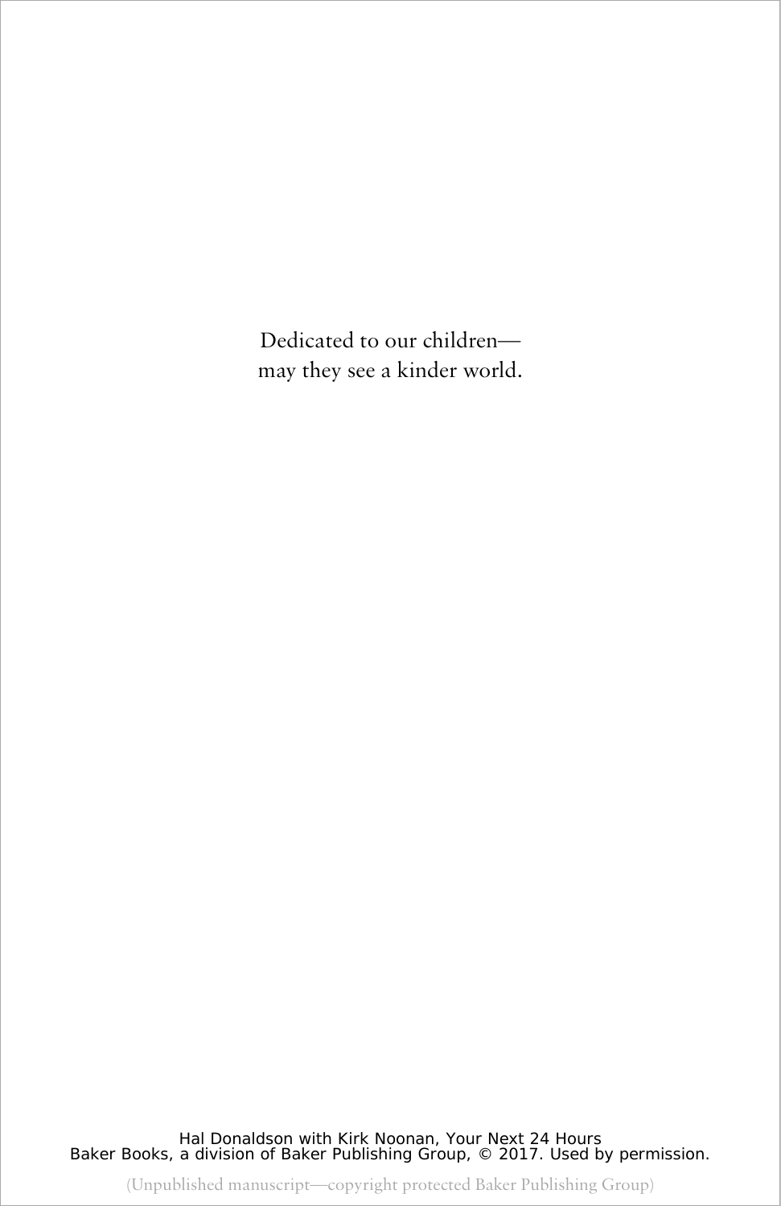Dedicated to our children—
may they see a kinder world.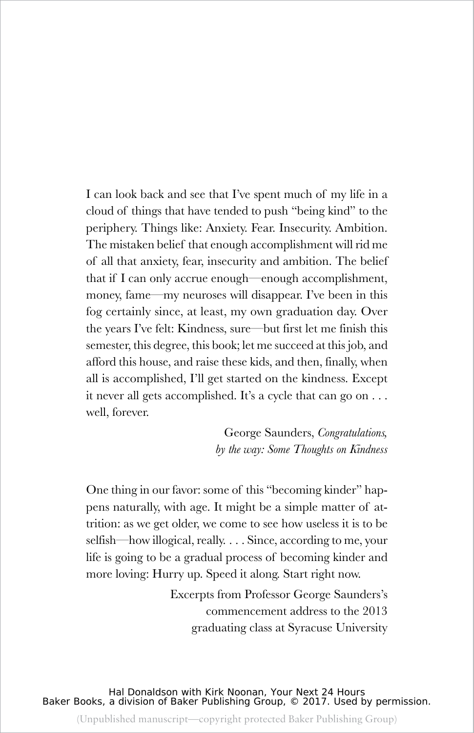I can look back and see that I've spent much of my life in a cloud of things that have tended to push "being kind" to the periphery. Things like: Anxiety. Fear. Insecurity. Ambition. The mistaken belief that enough accomplishment will rid me of all that anxiety, fear, insecurity and ambition. The belief that if I can only accrue enough—enough accomplishment, money, fame—my neuroses will disappear. I've been in this fog certainly since, at least, my own graduation day. Over the years I've felt: Kindness, sure—but first let me finish this semester, this degree, this book; let me succeed at this job, and afford this house, and raise these kids, and then, finally, when all is accomplished, I'll get started on the kindness. Except it never all gets accomplished. It's a cycle that can go on . . . well, forever.

George Saunders, *Congratulations, by the way: Some Thoughts on Kindness*

One thing in our favor: some of this "becoming kinder" happens naturally, with age. It might be a simple matter of attrition: as we get older, we come to see how useless it is to be selfish—how illogical, really. . . . Since, according to me, your life is going to be a gradual process of becoming kinder and more loving: Hurry up. Speed it along. Start right now.

Excerpts from Professor George Saunders's commencement address to the 2013 graduating class at Syracuse University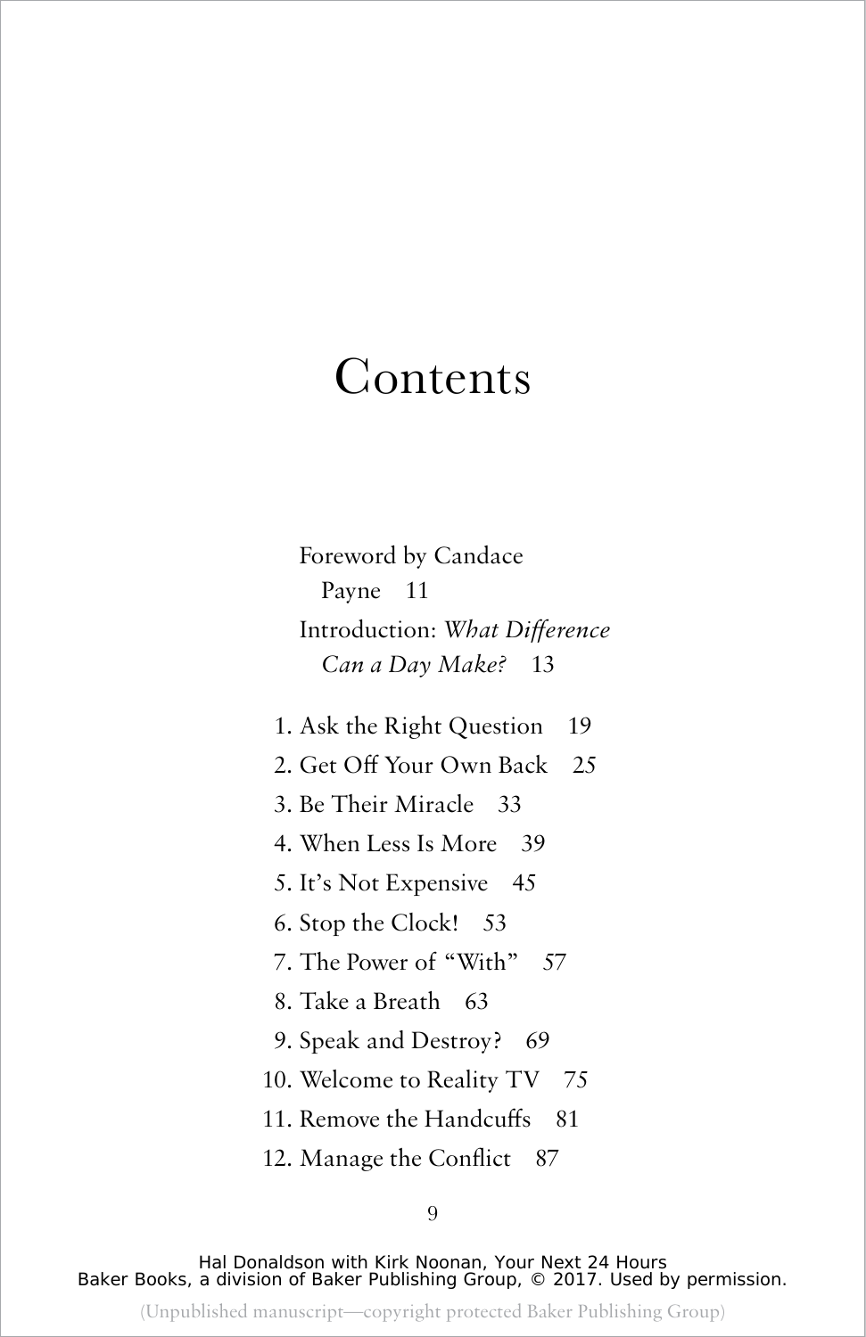# Contents

Foreword by Candace Payne 11

Introduction: *What Difference Can a Day Make?* 13

1. Ask the Right Question 19
2. Get Off Your Own Back 25
3. Be Their Miracle 33
4. When Less Is More 39
5. It's Not Expensive 45
6. Stop the Clock! 53
7. The Power of "With" 57
8. Take a Breath 63
9. Speak and Destroy? 69
10. Welcome to Reality TV 75
11. Remove the Handcuffs 81
12. Manage the Conflict 87

Hal Donaldson with Kirk Noonan, Your Next 24 Hours
Baker Books, a division of Baker Publishing Group, © 2017. Used by permission.

(Unpublished manuscript—copyright protected Baker Publishing Group)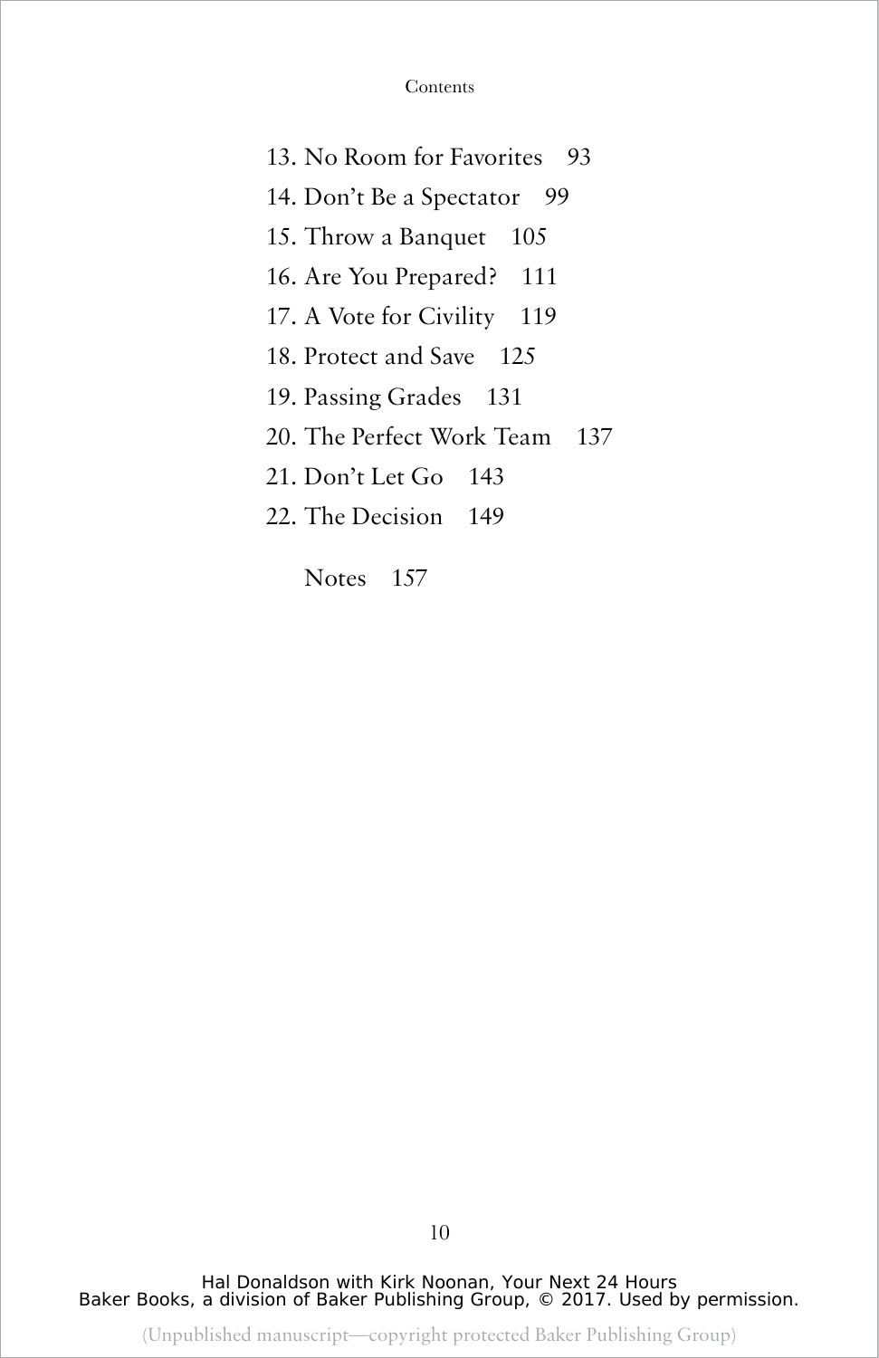13. No Room for Favorites 93
14. Don't Be a Spectator 99
15. Throw a Banquet 105
16. Are You Prepared? 111
17. A Vote for Civility 119
18. Protect and Save 125
19. Passing Grades 131
20. The Perfect Work Team 137
21. Don't Let Go 143
22. The Decision 149

Notes 157

Hal Donaldson with Kirk Noonan, Your Next 24 Hours
Baker Books, a division of Baker Publishing Group, © 2017. Used by permission.

(Unpublished manuscript—copyright protected Baker Publishing Group)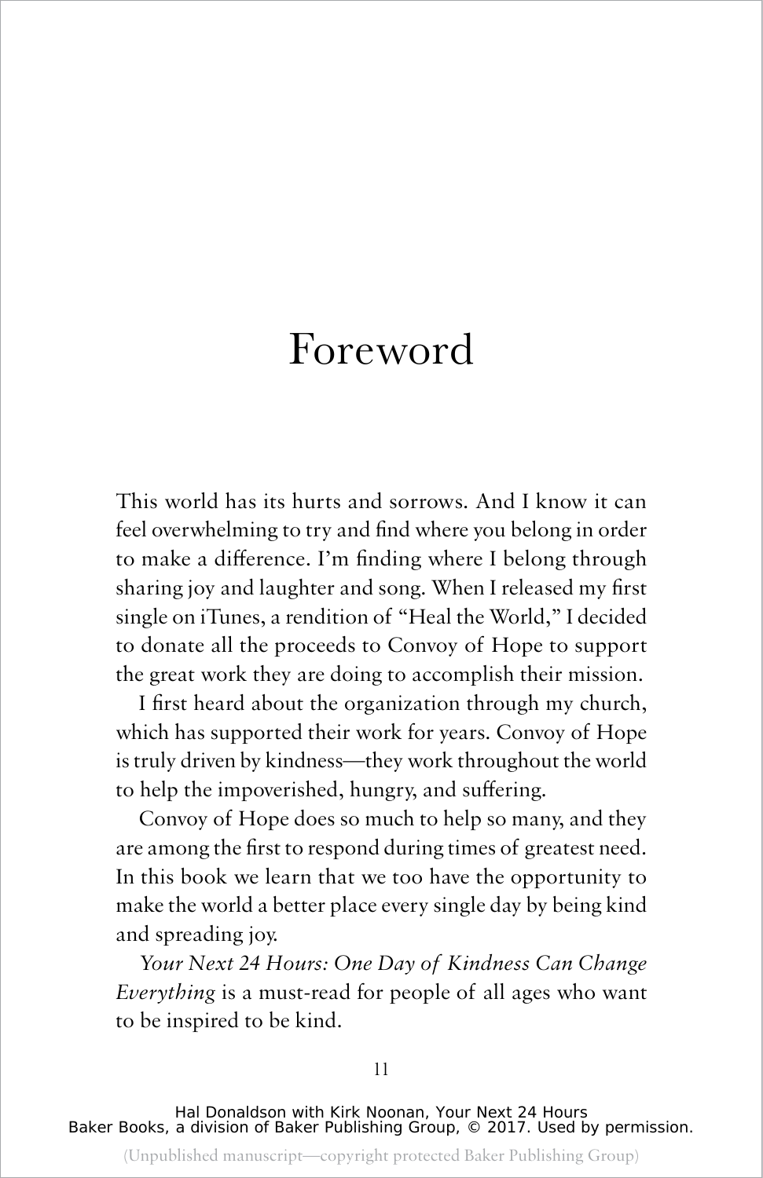# Foreword

This world has its hurts and sorrows. And I know it can feel overwhelming to try and find where you belong in order to make a difference. I'm finding where I belong through sharing joy and laughter and song. When I released my first single on iTunes, a rendition of "Heal the World," I decided to donate all the proceeds to Convoy of Hope to support the great work they are doing to accomplish their mission.

I first heard about the organization through my church, which has supported their work for years. Convoy of Hope is truly driven by kindness—they work throughout the world to help the impoverished, hungry, and suffering.

Convoy of Hope does so much to help so many, and they are among the first to respond during times of greatest need. In this book we learn that we too have the opportunity to make the world a better place every single day by being kind and spreading joy.

*Your Next 24 Hours: One Day of Kindness Can Change Everything* is a must-read for people of all ages who want to be inspired to be kind.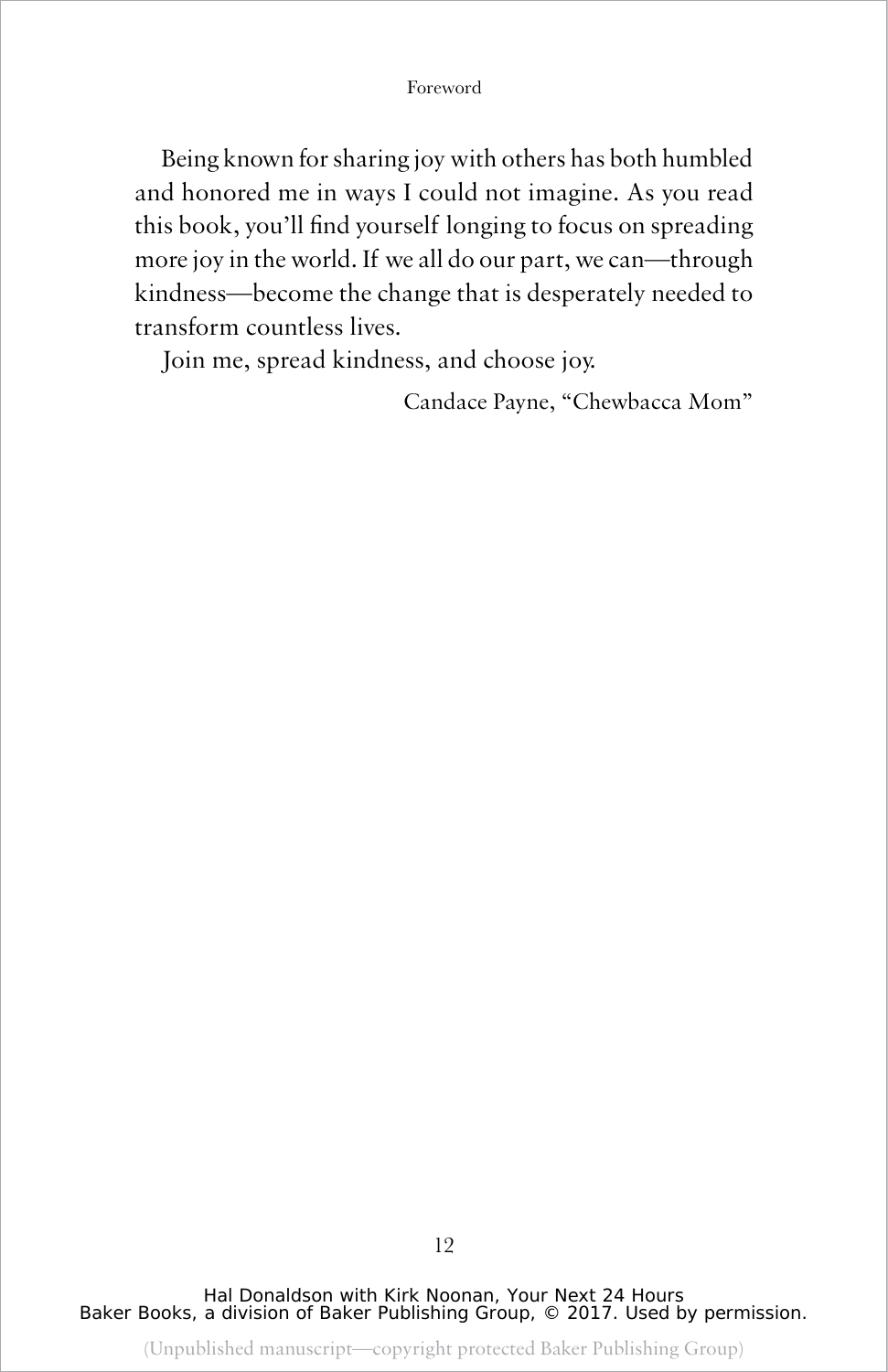Being known for sharing joy with others has both humbled and honored me in ways I could not imagine. As you read this book, you'll find yourself longing to focus on spreading more joy in the world. If we all do our part, we can—through kindness—become the change that is desperately needed to transform countless lives.

Join me, spread kindness, and choose joy.

Candace Payne, "Chewbacca Mom"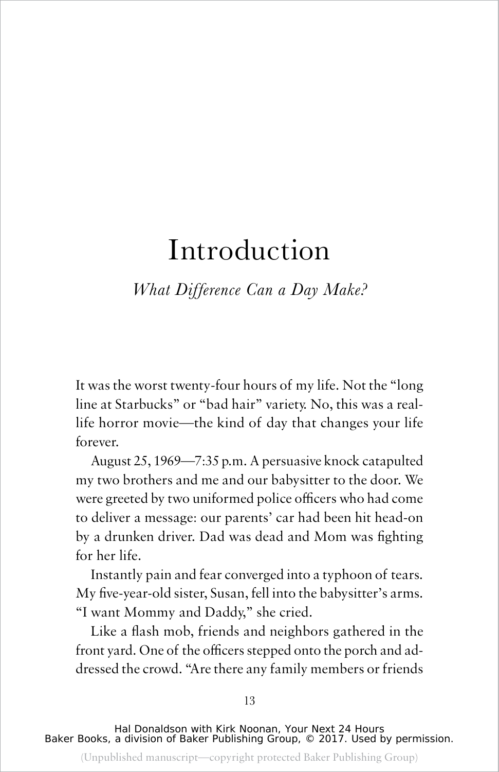# Introduction

*What Difference Can a Day Make?*

It was the worst twenty-four hours of my life. Not the "long line at Starbucks" or "bad hair" variety. No, this was a real-life horror movie—the kind of day that changes your life forever.

August 25, 1969—7:35 p.m. A persuasive knock catapulted my two brothers and me and our babysitter to the door. We were greeted by two uniformed police officers who had come to deliver a message: our parents' car had been hit head-on by a drunken driver. Dad was dead and Mom was fighting for her life.

Instantly pain and fear converged into a typhoon of tears. My five-year-old sister, Susan, fell into the babysitter's arms. "I want Mommy and Daddy," she cried.

Like a flash mob, friends and neighbors gathered in the front yard. One of the officers stepped onto the porch and addressed the crowd. "Are there any family members or friends

Hal Donaldson with Kirk Noonan, Your Next 24 Hours
Baker Books, a division of Baker Publishing Group, © 2017. Used by permission.

(Unpublished manuscript—copyright protected Baker Publishing Group)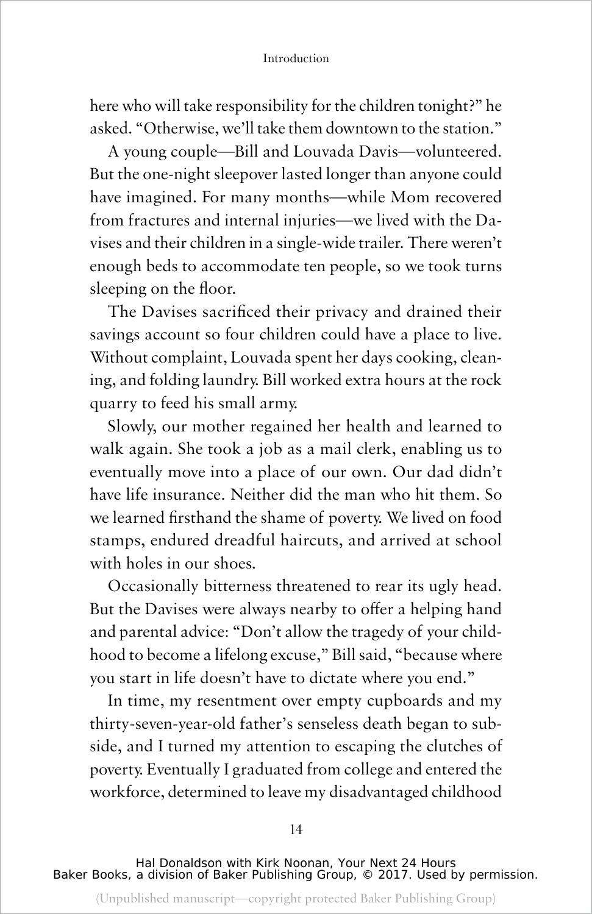here who will take responsibility for the children tonight?" he asked. "Otherwise, we'll take them downtown to the station."

A young couple—Bill and Louvada Davis—volunteered. But the one-night sleepover lasted longer than anyone could have imagined. For many months—while Mom recovered from fractures and internal injuries—we lived with the Davises and their children in a single-wide trailer. There weren't enough beds to accommodate ten people, so we took turns sleeping on the floor.

The Davises sacrificed their privacy and drained their savings account so four children could have a place to live. Without complaint, Louvada spent her days cooking, cleaning, and folding laundry. Bill worked extra hours at the rock quarry to feed his small army.

Slowly, our mother regained her health and learned to walk again. She took a job as a mail clerk, enabling us to eventually move into a place of our own. Our dad didn't have life insurance. Neither did the man who hit them. So we learned firsthand the shame of poverty. We lived on food stamps, endured dreadful haircuts, and arrived at school with holes in our shoes.

Occasionally bitterness threatened to rear its ugly head. But the Davises were always nearby to offer a helping hand and parental advice: "Don't allow the tragedy of your childhood to become a lifelong excuse," Bill said, "because where you start in life doesn't have to dictate where you end."

In time, my resentment over empty cupboards and my thirty-seven-year-old father's senseless death began to subside, and I turned my attention to escaping the clutches of poverty. Eventually I graduated from college and entered the workforce, determined to leave my disadvantaged childhood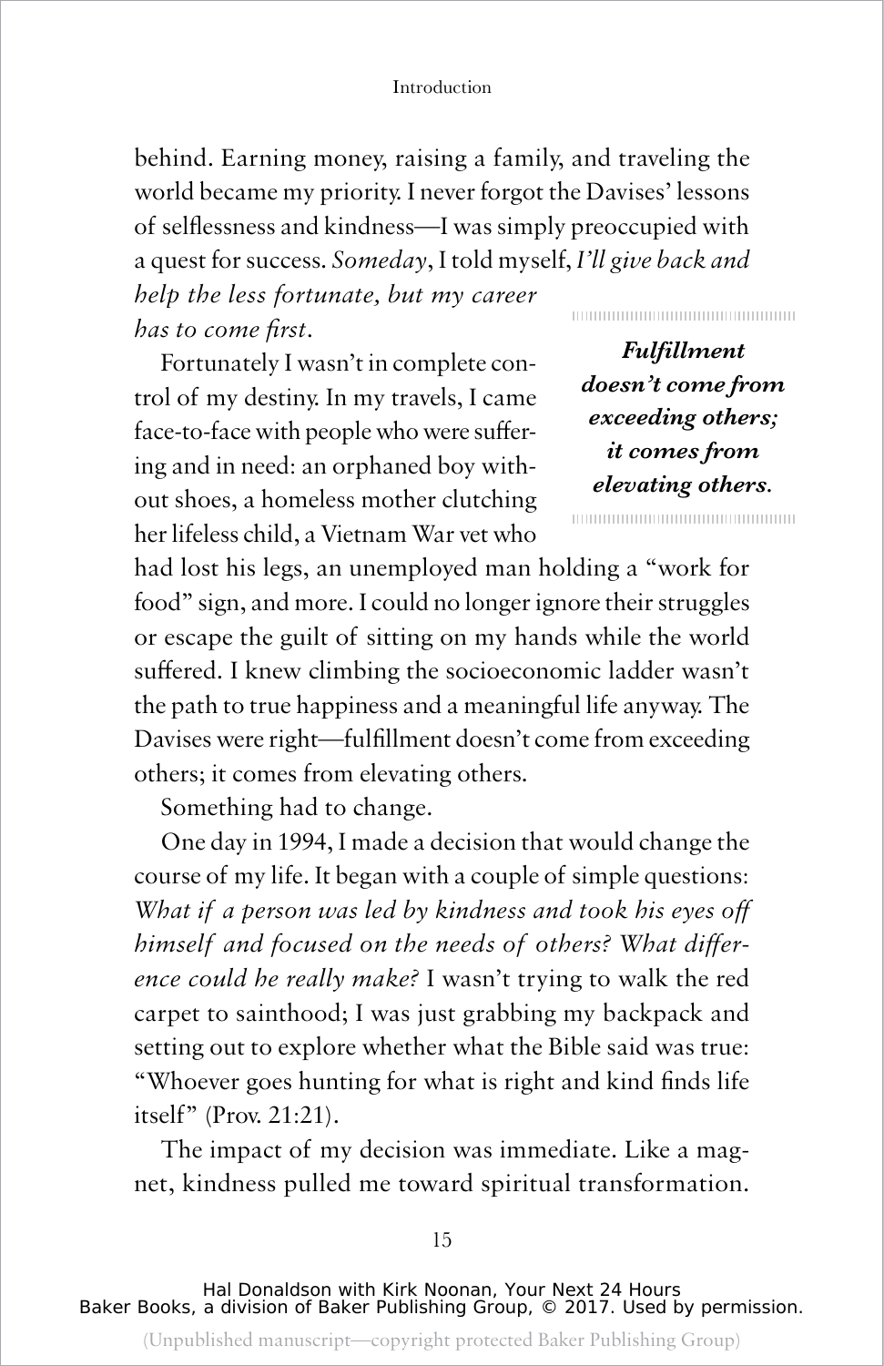behind. Earning money, raising a family, and traveling the world became my priority. I never forgot the Davises' lessons of selflessness and kindness—I was simply preoccupied with a quest for success. *Someday*, I told myself, *I'll give back and help the less fortunate, but my career has to come first*.

> ***Fulfillment doesn't come from exceeding others; it comes from elevating others.***

Fortunately I wasn't in complete control of my destiny. In my travels, I came face-to-face with people who were suffering and in need: an orphaned boy without shoes, a homeless mother clutching her lifeless child, a Vietnam War vet who had lost his legs, an unemployed man holding a "work for food" sign, and more. I could no longer ignore their struggles or escape the guilt of sitting on my hands while the world suffered. I knew climbing the socioeconomic ladder wasn't the path to true happiness and a meaningful life anyway. The Davises were right—fulfillment doesn't come from exceeding others; it comes from elevating others.

Something had to change.

One day in 1994, I made a decision that would change the course of my life. It began with a couple of simple questions: *What if a person was led by kindness and took his eyes off himself and focused on the needs of others? What difference could he really make?* I wasn't trying to walk the red carpet to sainthood; I was just grabbing my backpack and setting out to explore whether what the Bible said was true: "Whoever goes hunting for what is right and kind finds life itself" (Prov. 21:21).

The impact of my decision was immediate. Like a magnet, kindness pulled me toward spiritual transformation.

Hal Donaldson with Kirk Noonan, Your Next 24 Hours
Baker Books, a division of Baker Publishing Group, © 2017. Used by permission.

(Unpublished manuscript—copyright protected Baker Publishing Group)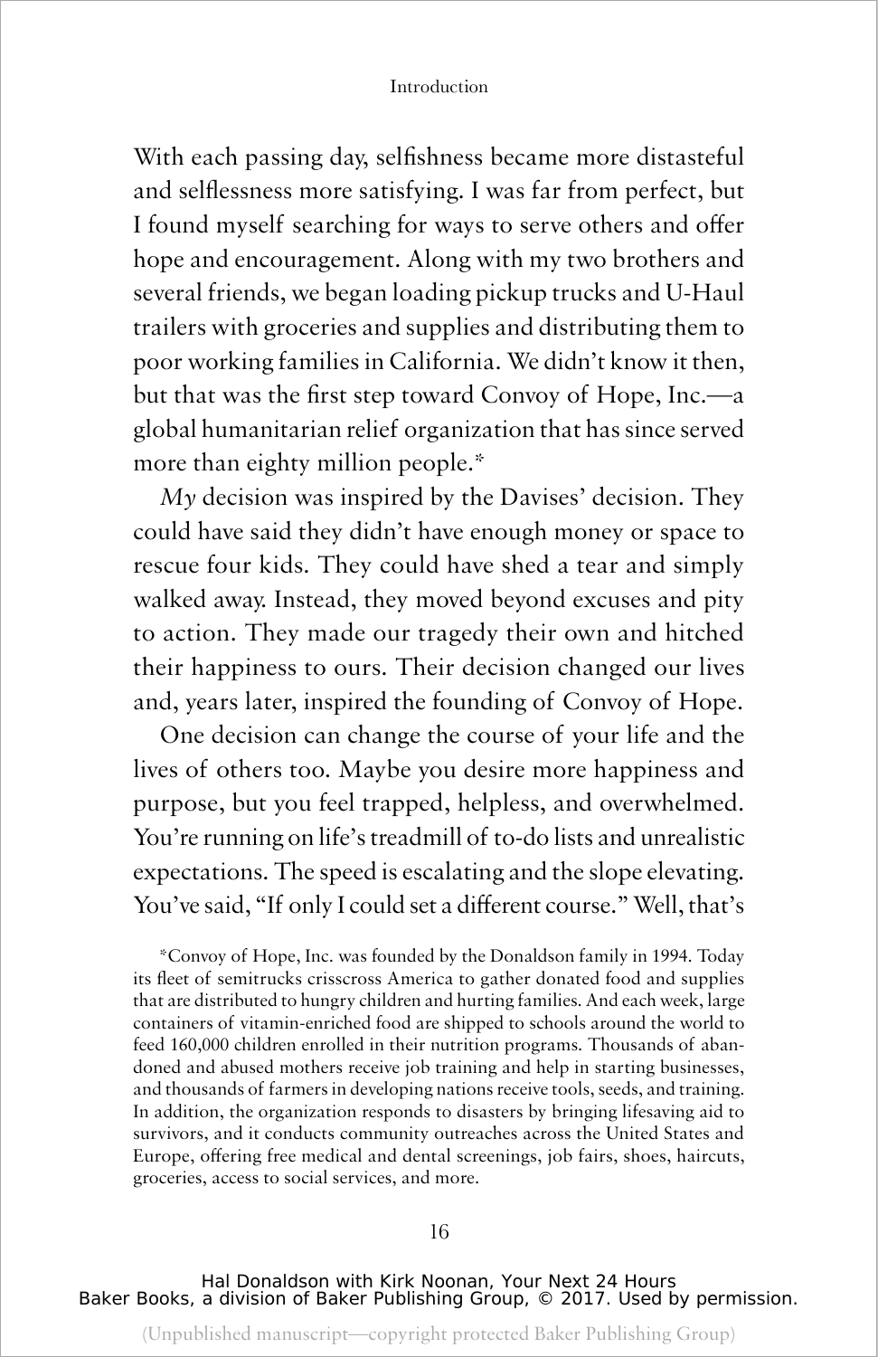With each passing day, selfishness became more distasteful and selflessness more satisfying. I was far from perfect, but I found myself searching for ways to serve others and offer hope and encouragement. Along with my two brothers and several friends, we began loading pickup trucks and U-Haul trailers with groceries and supplies and distributing them to poor working families in California. We didn't know it then, but that was the first step toward Convoy of Hope, Inc.—a global humanitarian relief organization that has since served more than eighty million people.*

*My* decision was inspired by the Davises' decision. They could have said they didn't have enough money or space to rescue four kids. They could have shed a tear and simply walked away. Instead, they moved beyond excuses and pity to action. They made our tragedy their own and hitched their happiness to ours. Their decision changed our lives and, years later, inspired the founding of Convoy of Hope.

One decision can change the course of your life and the lives of others too. Maybe you desire more happiness and purpose, but you feel trapped, helpless, and overwhelmed. You're running on life's treadmill of to-do lists and unrealistic expectations. The speed is escalating and the slope elevating. You've said, "If only I could set a different course." Well, that's

*Convoy of Hope, Inc. was founded by the Donaldson family in 1994. Today its fleet of semitrucks crisscross America to gather donated food and supplies that are distributed to hungry children and hurting families. And each week, large containers of vitamin-enriched food are shipped to schools around the world to feed 160,000 children enrolled in their nutrition programs. Thousands of abandoned and abused mothers receive job training and help in starting businesses, and thousands of farmers in developing nations receive tools, seeds, and training. In addition, the organization responds to disasters by bringing lifesaving aid to survivors, and it conducts community outreaches across the United States and Europe, offering free medical and dental screenings, job fairs, shoes, haircuts, groceries, access to social services, and more.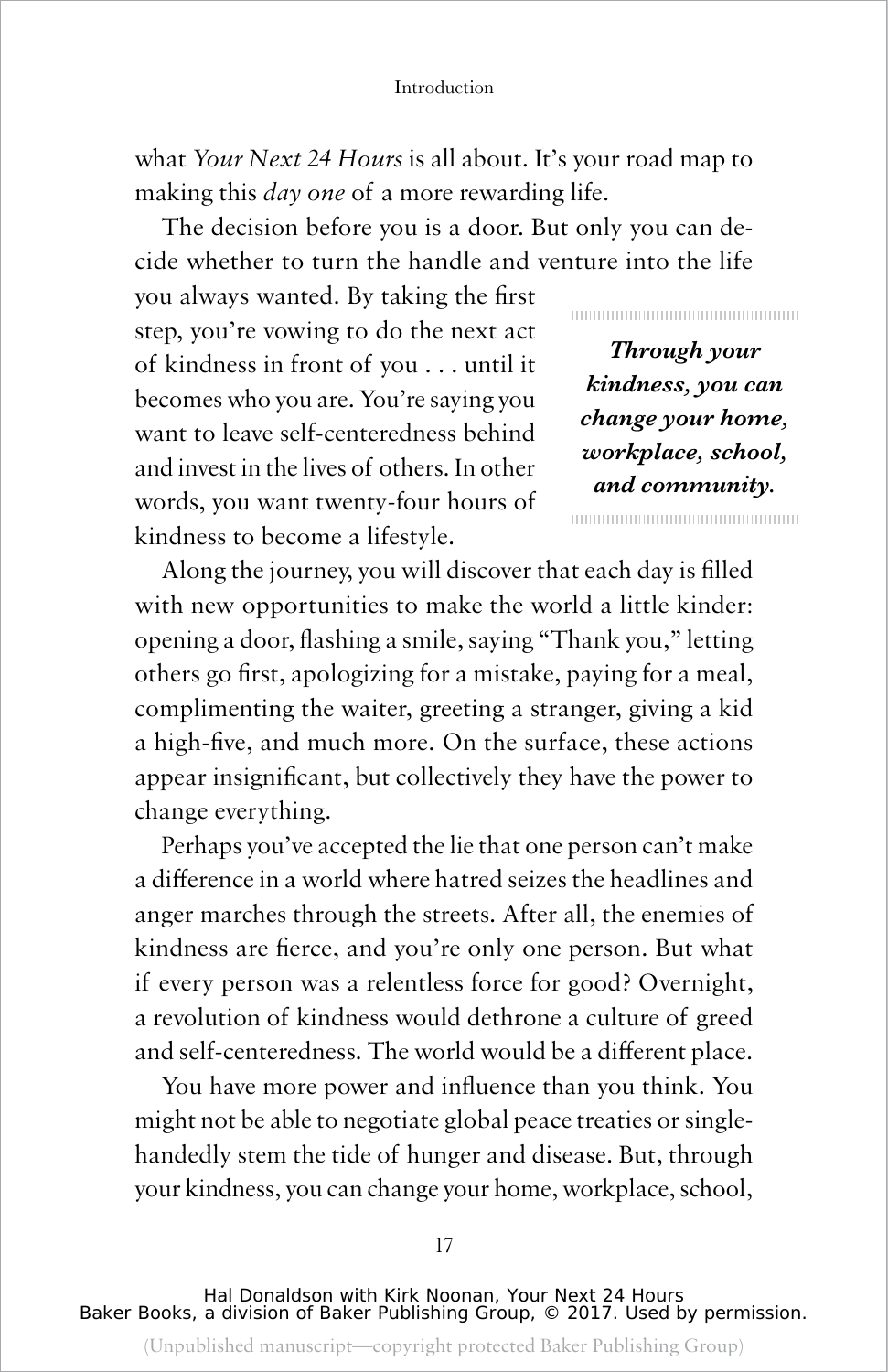what *Your Next 24 Hours* is all about. It's your road map to making this *day one* of a more rewarding life.

The decision before you is a door. But only you can decide whether to turn the handle and venture into the life you always wanted. By taking the first step, you're vowing to do the next act of kindness in front of you . . . until it becomes who you are. You're saying you want to leave self-centeredness behind and invest in the lives of others. In other words, you want twenty-four hours of kindness to become a lifestyle.

> ***Through your kindness, you can change your home, workplace, school, and community.***

Along the journey, you will discover that each day is filled with new opportunities to make the world a little kinder: opening a door, flashing a smile, saying "Thank you," letting others go first, apologizing for a mistake, paying for a meal, complimenting the waiter, greeting a stranger, giving a kid a high-five, and much more. On the surface, these actions appear insignificant, but collectively they have the power to change everything.

Perhaps you've accepted the lie that one person can't make a difference in a world where hatred seizes the headlines and anger marches through the streets. After all, the enemies of kindness are fierce, and you're only one person. But what if every person was a relentless force for good? Overnight, a revolution of kindness would dethrone a culture of greed and self-centeredness. The world would be a different place.

You have more power and influence than you think. You might not be able to negotiate global peace treaties or single-handedly stem the tide of hunger and disease. But, through your kindness, you can change your home, workplace, school,

Hal Donaldson with Kirk Noonan, Your Next 24 Hours
Baker Books, a division of Baker Publishing Group, © 2017. Used by permission.

(Unpublished manuscript—copyright protected Baker Publishing Group)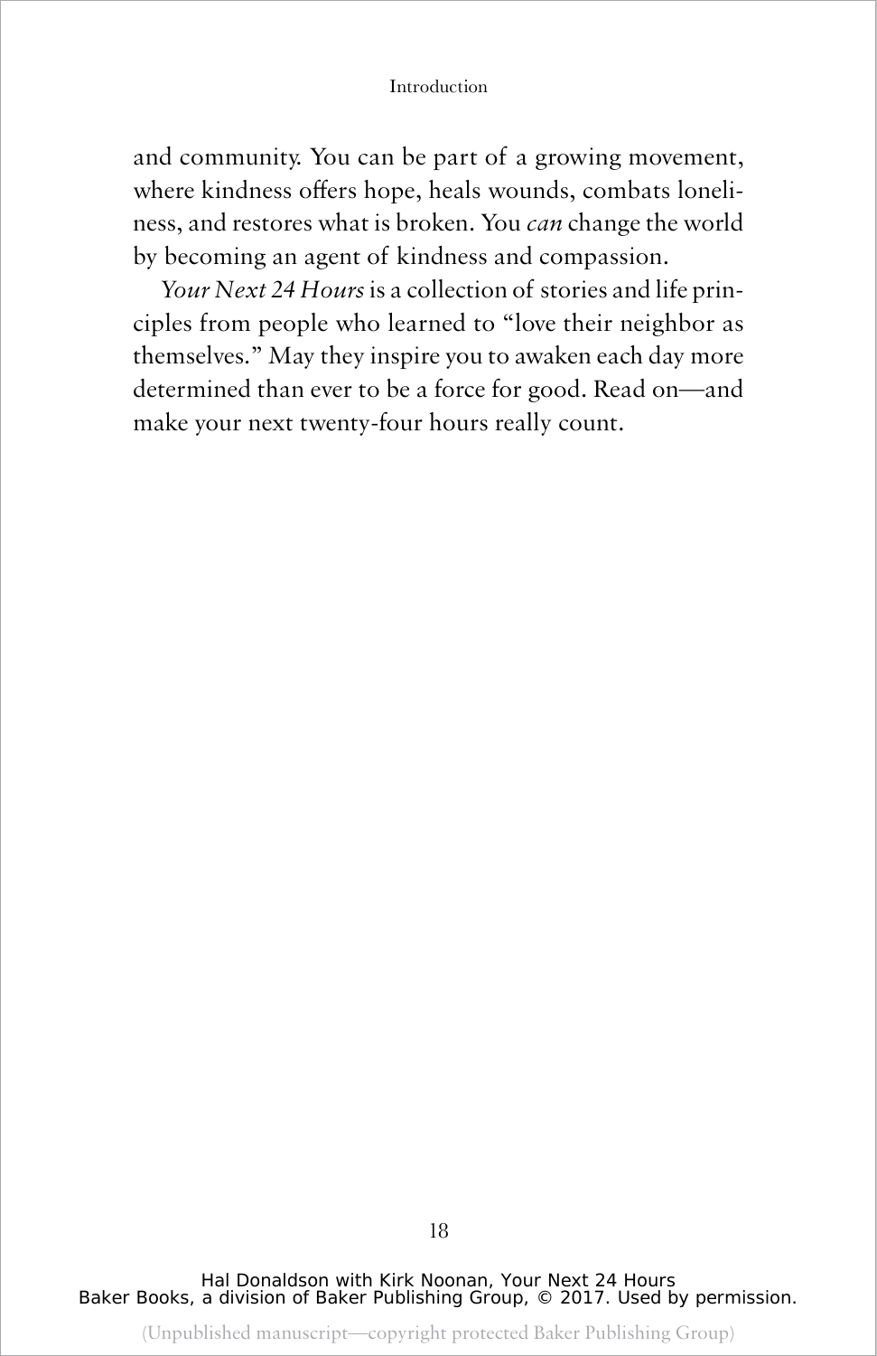and community. You can be part of a growing movement, where kindness offers hope, heals wounds, combats loneliness, and restores what is broken. You *can* change the world by becoming an agent of kindness and compassion.

*Your Next 24 Hours* is a collection of stories and life principles from people who learned to "love their neighbor as themselves." May they inspire you to awaken each day more determined than ever to be a force for good. Read on—and make your next twenty-four hours really count.

Hal Donaldson with Kirk Noonan, Your Next 24 Hours
Baker Books, a division of Baker Publishing Group, © 2017. Used by permission.

(Unpublished manuscript—copyright protected Baker Publishing Group)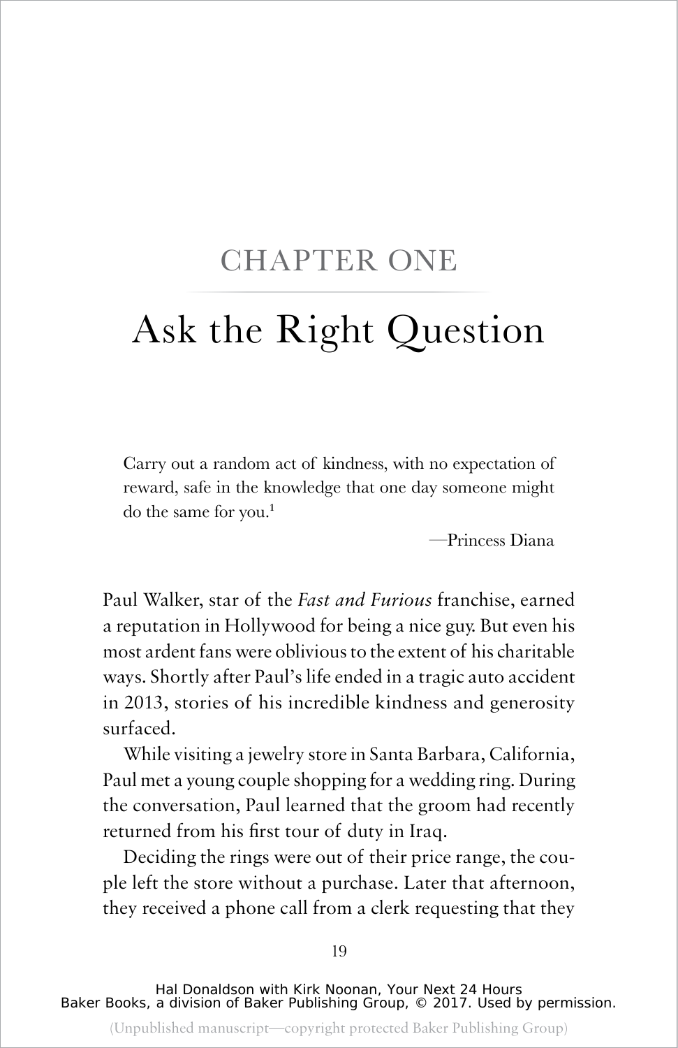# CHAPTER ONE

# Ask the Right Question

> Carry out a random act of kindness, with no expectation of reward, safe in the knowledge that one day someone might do the same for you.[1]
>
> —Princess Diana

Paul Walker, star of the *Fast and Furious* franchise, earned a reputation in Hollywood for being a nice guy. But even his most ardent fans were oblivious to the extent of his charitable ways. Shortly after Paul's life ended in a tragic auto accident in 2013, stories of his incredible kindness and generosity surfaced.

While visiting a jewelry store in Santa Barbara, California, Paul met a young couple shopping for a wedding ring. During the conversation, Paul learned that the groom had recently returned from his first tour of duty in Iraq.

Deciding the rings were out of their price range, the couple left the store without a purchase. Later that afternoon, they received a phone call from a clerk requesting that they

Hal Donaldson with Kirk Noonan, Your Next 24 Hours
Baker Books, a division of Baker Publishing Group, © 2017. Used by permission.

(Unpublished manuscript—copyright protected Baker Publishing Group)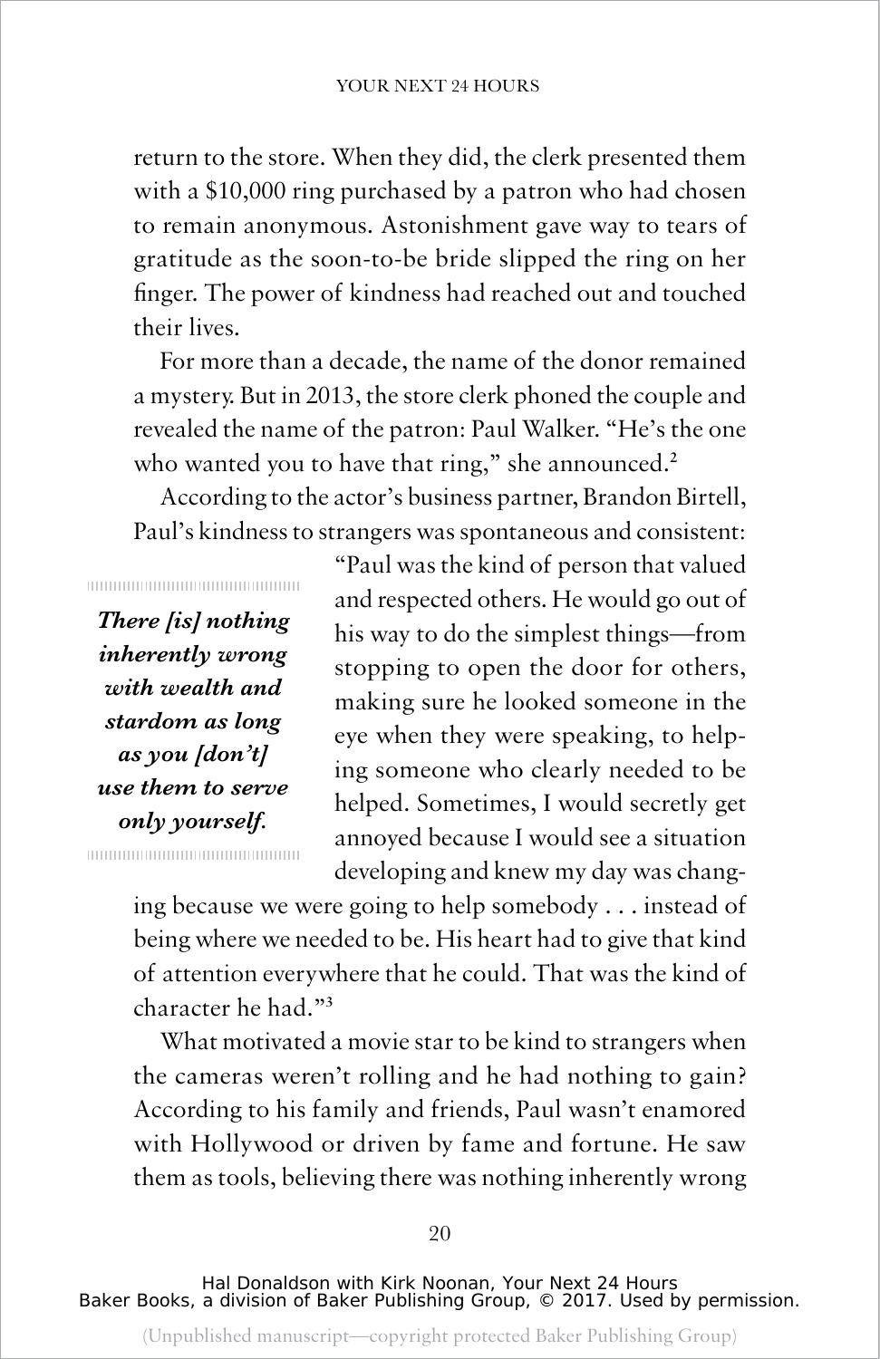return to the store. When they did, the clerk presented them with a $10,000 ring purchased by a patron who had chosen to remain anonymous. Astonishment gave way to tears of gratitude as the soon-to-be bride slipped the ring on her finger. The power of kindness had reached out and touched their lives.

For more than a decade, the name of the donor remained a mystery. But in 2013, the store clerk phoned the couple and revealed the name of the patron: Paul Walker. "He's the one who wanted you to have that ring," she announced.[2]

According to the actor's business partner, Brandon Birtell, Paul's kindness to strangers was spontaneous and consistent: "Paul was the kind of person that valued and respected others. He would go out of his way to do the simplest things—from stopping to open the door for others, making sure he looked someone in the eye when they were speaking, to helping someone who clearly needed to be helped. Sometimes, I would secretly get annoyed because I would see a situation developing and knew my day was changing because we were going to help somebody . . . instead of being where we needed to be. His heart had to give that kind of attention everywhere that he could. That was the kind of character he had."[3]

> ***There [is] nothing inherently wrong with wealth and stardom as long as you [don't] use them to serve only yourself.***

What motivated a movie star to be kind to strangers when the cameras weren't rolling and he had nothing to gain? According to his family and friends, Paul wasn't enamored with Hollywood or driven by fame and fortune. He saw them as tools, believing there was nothing inherently wrong

Hal Donaldson with Kirk Noonan, Your Next 24 Hours
Baker Books, a division of Baker Publishing Group, © 2017. Used by permission.

(Unpublished manuscript—copyright protected Baker Publishing Group)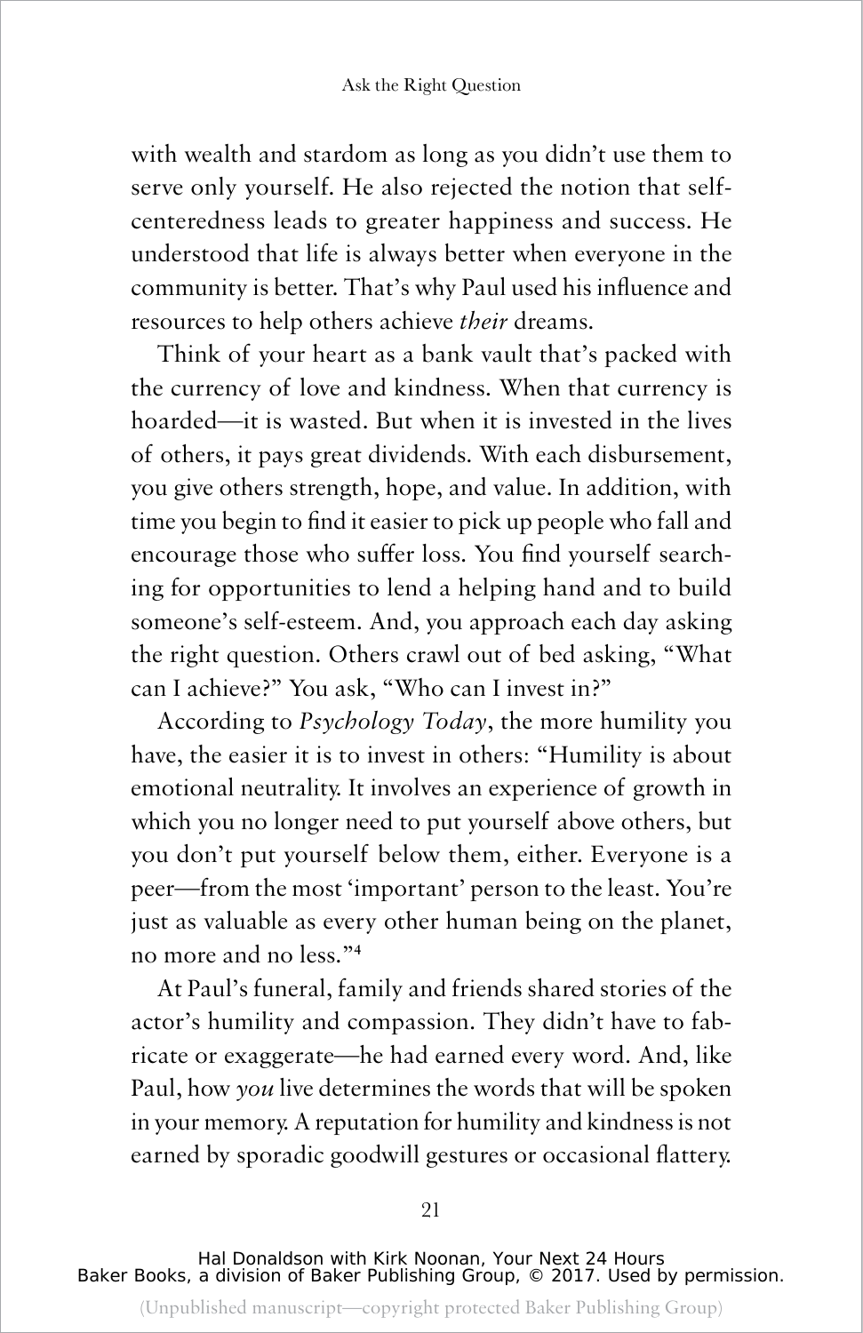with wealth and stardom as long as you didn't use them to serve only yourself. He also rejected the notion that self-centeredness leads to greater happiness and success. He understood that life is always better when everyone in the community is better. That's why Paul used his influence and resources to help others achieve *their* dreams.

Think of your heart as a bank vault that's packed with the currency of love and kindness. When that currency is hoarded—it is wasted. But when it is invested in the lives of others, it pays great dividends. With each disbursement, you give others strength, hope, and value. In addition, with time you begin to find it easier to pick up people who fall and encourage those who suffer loss. You find yourself searching for opportunities to lend a helping hand and to build someone's self-esteem. And, you approach each day asking the right question. Others crawl out of bed asking, "What can I achieve?" You ask, "Who can I invest in?"

According to *Psychology Today*, the more humility you have, the easier it is to invest in others: "Humility is about emotional neutrality. It involves an experience of growth in which you no longer need to put yourself above others, but you don't put yourself below them, either. Everyone is a peer—from the most 'important' person to the least. You're just as valuable as every other human being on the planet, no more and no less."[4]

At Paul's funeral, family and friends shared stories of the actor's humility and compassion. They didn't have to fabricate or exaggerate—he had earned every word. And, like Paul, how *you* live determines the words that will be spoken in your memory. A reputation for humility and kindness is not earned by sporadic goodwill gestures or occasional flattery.

Hal Donaldson with Kirk Noonan, Your Next 24 Hours
Baker Books, a division of Baker Publishing Group, © 2017. Used by permission.

(Unpublished manuscript—copyright protected Baker Publishing Group)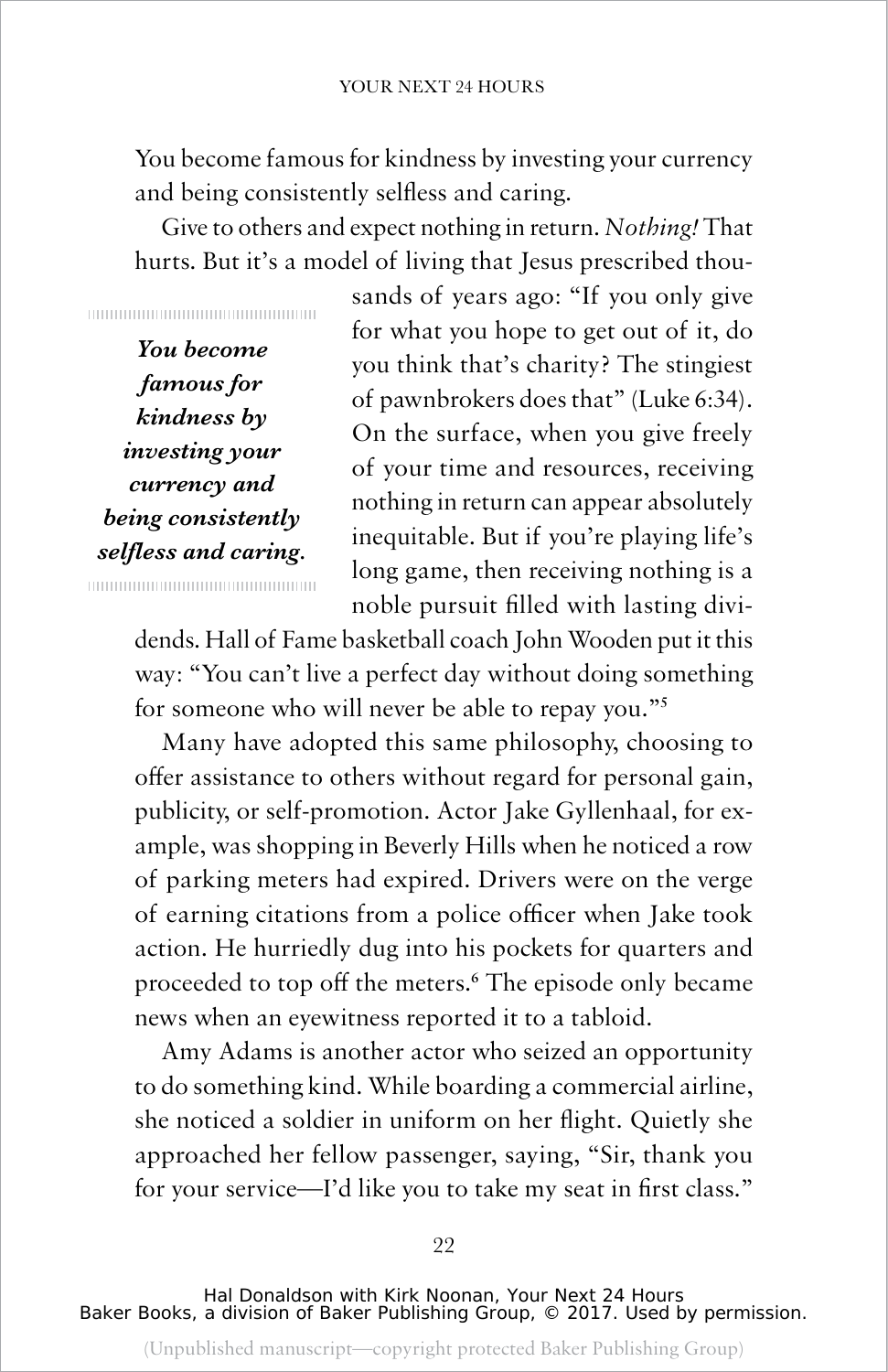You become famous for kindness by investing your currency and being consistently selfless and caring.

Give to others and expect nothing in return. *Nothing!* That hurts. But it's a model of living that Jesus prescribed thousands of years ago: "If you only give for what you hope to get out of it, do you think that's charity? The stingiest of pawnbrokers does that" (Luke 6:34). On the surface, when you give freely of your time and resources, receiving nothing in return can appear absolutely inequitable. But if you're playing life's long game, then receiving nothing is a noble pursuit filled with lasting dividends. Hall of Fame basketball coach John Wooden put it this way: "You can't live a perfect day without doing something for someone who will never be able to repay you."[5]

> ***You become famous for kindness by investing your currency and being consistently selfless and caring.***

Many have adopted this same philosophy, choosing to offer assistance to others without regard for personal gain, publicity, or self-promotion. Actor Jake Gyllenhaal, for example, was shopping in Beverly Hills when he noticed a row of parking meters had expired. Drivers were on the verge of earning citations from a police officer when Jake took action. He hurriedly dug into his pockets for quarters and proceeded to top off the meters.[6] The episode only became news when an eyewitness reported it to a tabloid.

Amy Adams is another actor who seized an opportunity to do something kind. While boarding a commercial airline, she noticed a soldier in uniform on her flight. Quietly she approached her fellow passenger, saying, "Sir, thank you for your service—I'd like you to take my seat in first class."

Hal Donaldson with Kirk Noonan, Your Next 24 Hours
Baker Books, a division of Baker Publishing Group, © 2017. Used by permission.

(Unpublished manuscript—copyright protected Baker Publishing Group)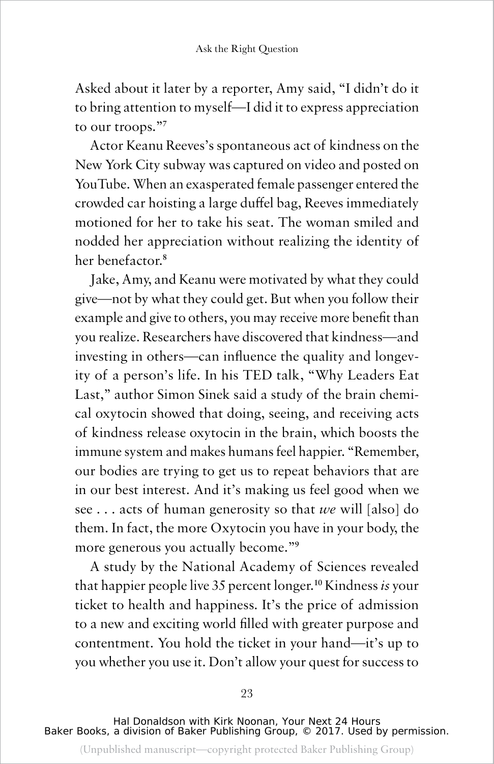Asked about it later by a reporter, Amy said, "I didn't do it to bring attention to myself—I did it to express appreciation to our troops."[7]

Actor Keanu Reeves's spontaneous act of kindness on the New York City subway was captured on video and posted on YouTube. When an exasperated female passenger entered the crowded car hoisting a large duffel bag, Reeves immediately motioned for her to take his seat. The woman smiled and nodded her appreciation without realizing the identity of her benefactor.[8]

Jake, Amy, and Keanu were motivated by what they could give—not by what they could get. But when you follow their example and give to others, you may receive more benefit than you realize. Researchers have discovered that kindness—and investing in others—can influence the quality and longevity of a person's life. In his TED talk, "Why Leaders Eat Last," author Simon Sinek said a study of the brain chemical oxytocin showed that doing, seeing, and receiving acts of kindness release oxytocin in the brain, which boosts the immune system and makes humans feel happier. "Remember, our bodies are trying to get us to repeat behaviors that are in our best interest. And it's making us feel good when we see . . . acts of human generosity so that *we* will [also] do them. In fact, the more Oxytocin you have in your body, the more generous you actually become."[9]

A study by the National Academy of Sciences revealed that happier people live 35 percent longer.[10] Kindness *is* your ticket to health and happiness. It's the price of admission to a new and exciting world filled with greater purpose and contentment. You hold the ticket in your hand—it's up to you whether you use it. Don't allow your quest for success to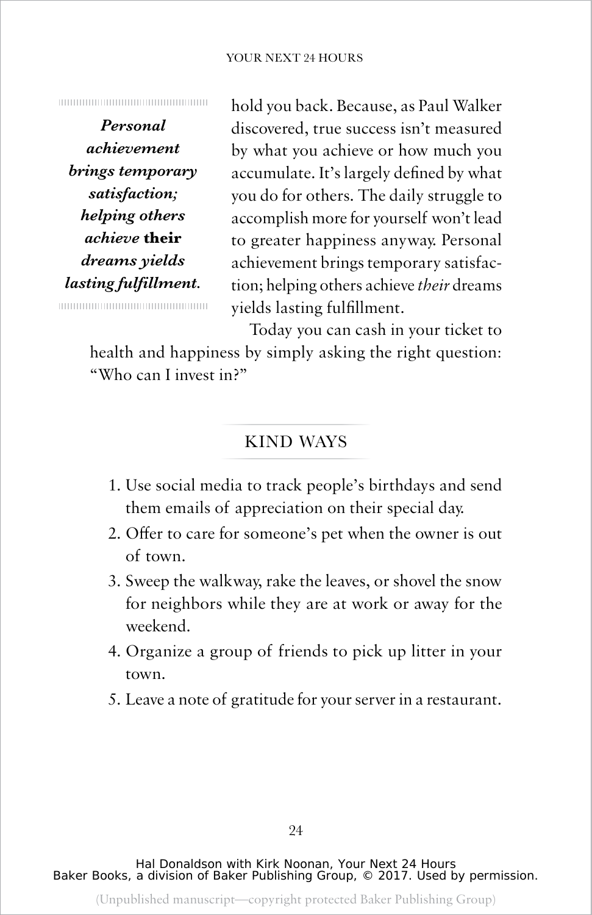> ***Personal achievement brings temporary satisfaction; helping others achieve* their *dreams yields lasting fulfillment.***

hold you back. Because, as Paul Walker discovered, true success isn't measured by what you achieve or how much you accumulate. It's largely defined by what you do for others. The daily struggle to accomplish more for yourself won't lead to greater happiness anyway. Personal achievement brings temporary satisfaction; helping others achieve *their* dreams yields lasting fulfillment.

Today you can cash in your ticket to health and happiness by simply asking the right question: "Who can I invest in?"

## KIND WAYS

1. Use social media to track people's birthdays and send them emails of appreciation on their special day.
2. Offer to care for someone's pet when the owner is out of town.
3. Sweep the walkway, rake the leaves, or shovel the snow for neighbors while they are at work or away for the weekend.
4. Organize a group of friends to pick up litter in your town.
5. Leave a note of gratitude for your server in a restaurant.

Hal Donaldson with Kirk Noonan, Your Next 24 Hours
Baker Books, a division of Baker Publishing Group, © 2017. Used by permission.

(Unpublished manuscript—copyright protected Baker Publishing Group)